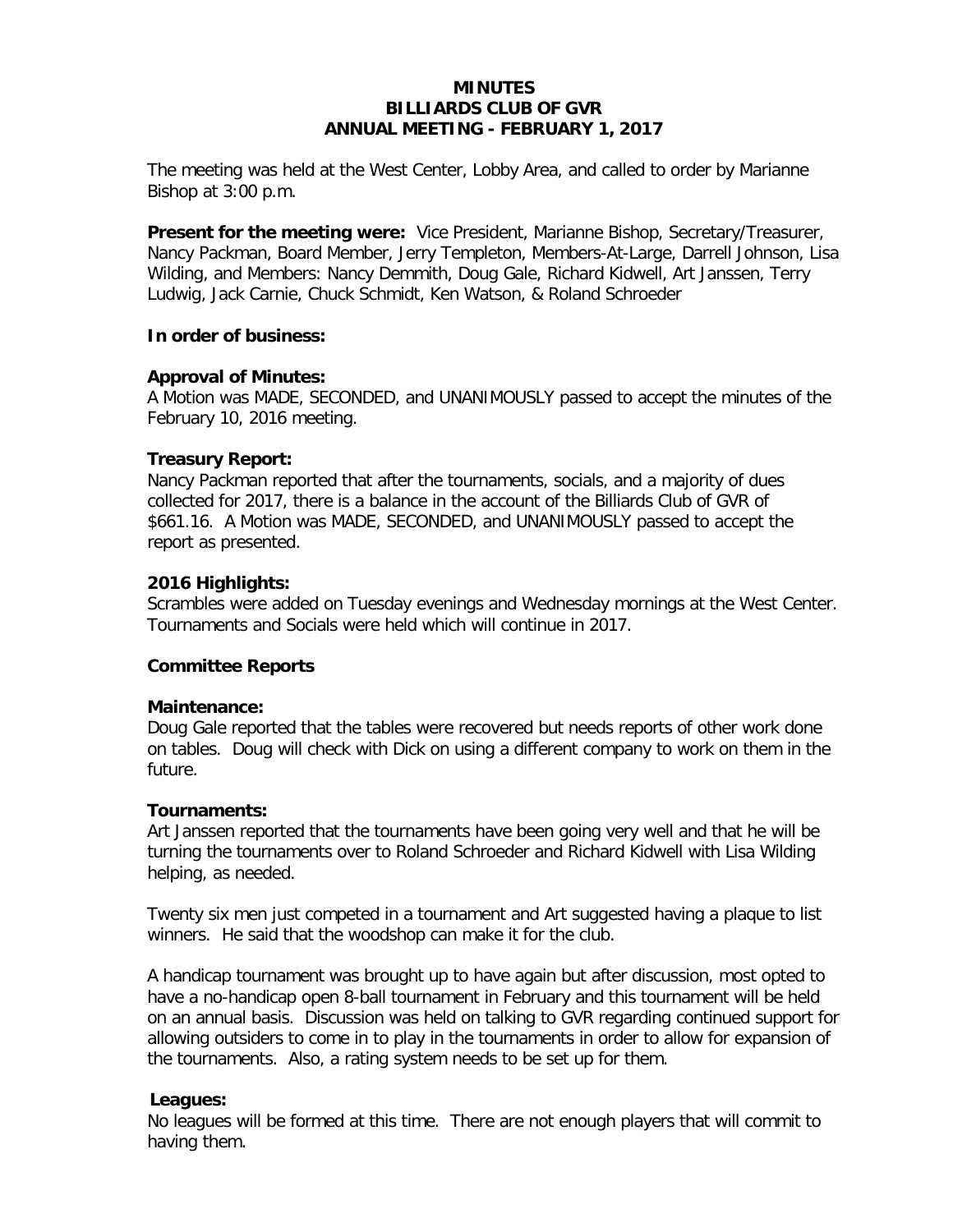# MINUTES
# BILLIARDS CLUB OF GVR
# ANNUAL MEETING - FEBRUARY 1, 2017

The meeting was held at the West Center, Lobby Area, and called to order by Marianne Bishop at 3:00 p.m.

**Present for the meeting were:** Vice President, Marianne Bishop, Secretary/Treasurer, Nancy Packman, Board Member, Jerry Templeton, Members-At-Large, Darrell Johnson, Lisa Wilding, and Members: Nancy Demmith, Doug Gale, Richard Kidwell, Art Janssen, Terry Ludwig, Jack Carnie, Chuck Schmidt, Ken Watson, & Roland Schroeder

**In order of business:**

**Approval of Minutes:**
A Motion was MADE, SECONDED, and UNANIMOUSLY passed to accept the minutes of the February 10, 2016 meeting.

**Treasury Report:**
Nancy Packman reported that after the tournaments, socials, and a majority of dues collected for 2017, there is a balance in the account of the Billiards Club of GVR of $661.16. A Motion was MADE, SECONDED, and UNANIMOUSLY passed to accept the report as presented.

**2016 Highlights:**
Scrambles were added on Tuesday evenings and Wednesday mornings at the West Center. Tournaments and Socials were held which will continue in 2017.

**Committee Reports**

**Maintenance:**
Doug Gale reported that the tables were recovered but needs reports of other work done on tables. Doug will check with Dick on using a different company to work on them in the future.

**Tournaments:**
Art Janssen reported that the tournaments have been going very well and that he will be turning the tournaments over to Roland Schroeder and Richard Kidwell with Lisa Wilding helping, as needed.

Twenty six men just competed in a tournament and Art suggested having a plaque to list winners. He said that the woodshop can make it for the club.

A handicap tournament was brought up to have again but after discussion, most opted to have a no-handicap open 8-ball tournament in February and this tournament will be held on an annual basis. Discussion was held on talking to GVR regarding continued support for allowing outsiders to come in to play in the tournaments in order to allow for expansion of the tournaments. Also, a rating system needs to be set up for them.

**Leagues:**
No leagues will be formed at this time. There are not enough players that will commit to having them.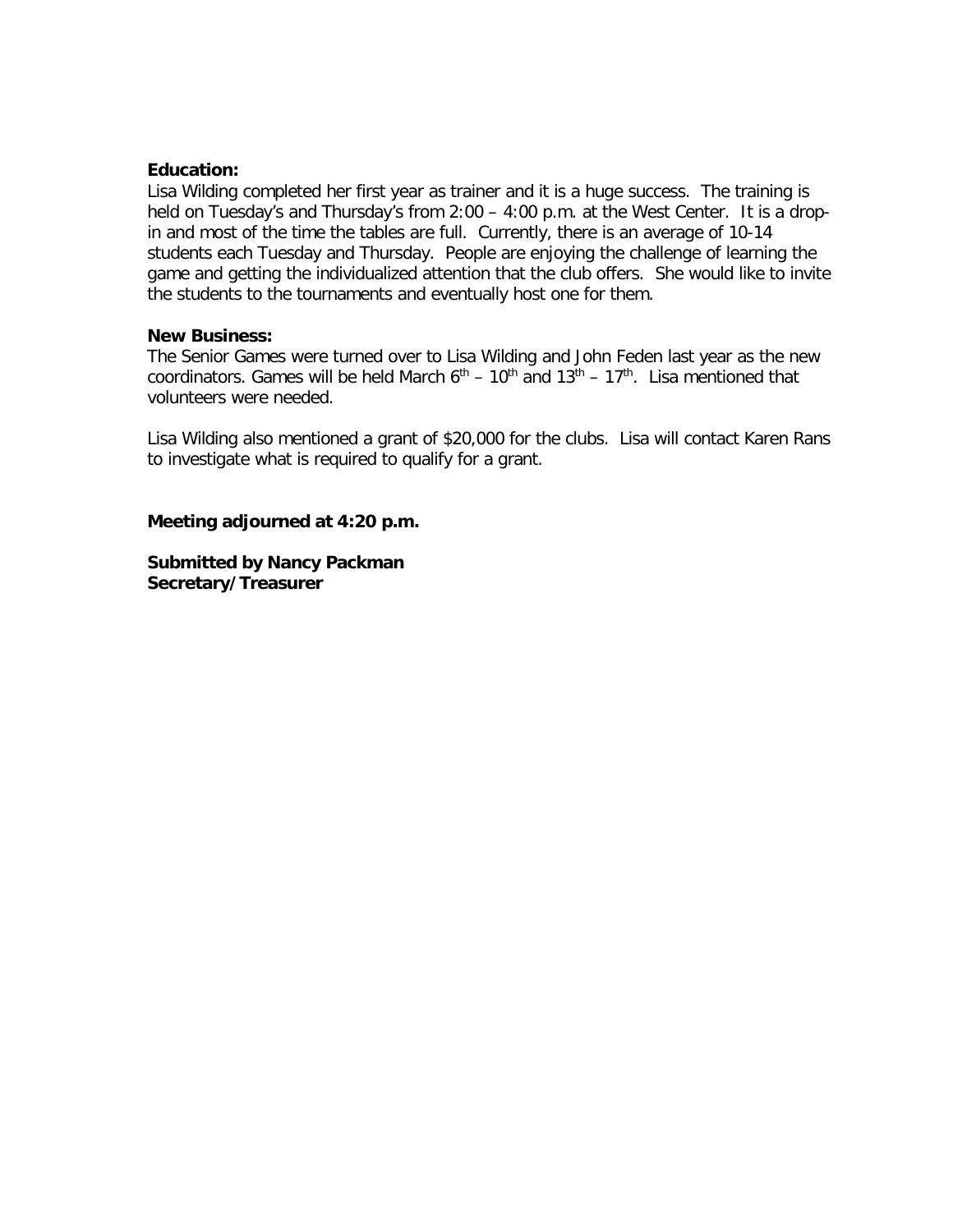**Education:**
Lisa Wilding completed her first year as trainer and it is a huge success. The training is held on Tuesday's and Thursday's from 2:00 – 4:00 p.m. at the West Center. It is a drop-in and most of the time the tables are full. Currently, there is an average of 10-14 students each Tuesday and Thursday. People are enjoying the challenge of learning the game and getting the individualized attention that the club offers. She would like to invite the students to the tournaments and eventually host one for them.

**New Business:**
The Senior Games were turned over to Lisa Wilding and John Feden last year as the new coordinators. Games will be held March 6th – 10th and 13th – 17th. Lisa mentioned that volunteers were needed.

Lisa Wilding also mentioned a grant of $20,000 for the clubs. Lisa will contact Karen Rans to investigate what is required to qualify for a grant.

**Meeting adjourned at 4:20 p.m.**

**Submitted by Nancy Packman**
**Secretary/Treasurer**